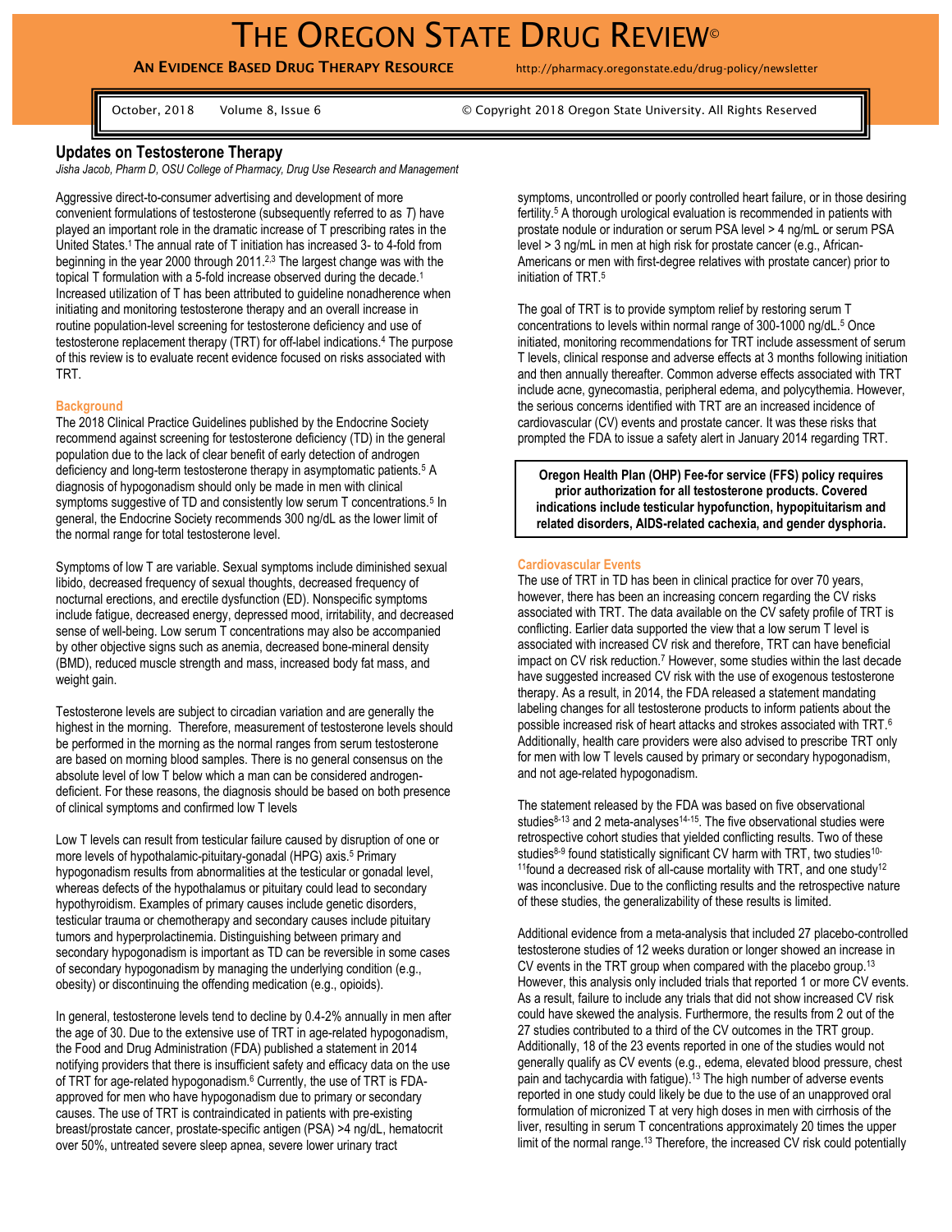# The Oregon State Drug Review©

**An Evidence Based Drug Therapy Resource** http://pharmacy.oregonstate.edu/drug-policy/newsletter

October, 2018 Volume 8, Issue 6 © Copyright 2018 Oregon State University. All Rights Reserved

## Updates on Testosterone Therapy

*Jisha Jacob, Pharm D, OSU College of Pharmacy, Drug Use Research and Management*

Aggressive direct-to-consumer advertising and development of more convenient formulations of testosterone (subsequently referred to as *T*) have played an important role in the dramatic increase of T prescribing rates in the United States.[1] The annual rate of T initiation has increased 3- to 4-fold from beginning in the year 2000 through 2011.[2,3] The largest change was with the topical T formulation with a 5-fold increase observed during the decade.[1] Increased utilization of T has been attributed to guideline nonadherence when initiating and monitoring testosterone therapy and an overall increase in routine population-level screening for testosterone deficiency and use of testosterone replacement therapy (TRT) for off-label indications.[4] The purpose of this review is to evaluate recent evidence focused on risks associated with TRT.

### Background

The 2018 Clinical Practice Guidelines published by the Endocrine Society recommend against screening for testosterone deficiency (TD) in the general population due to the lack of clear benefit of early detection of androgen deficiency and long-term testosterone therapy in asymptomatic patients.[5] A diagnosis of hypogonadism should only be made in men with clinical symptoms suggestive of TD and consistently low serum T concentrations.[5] In general, the Endocrine Society recommends 300 ng/dL as the lower limit of the normal range for total testosterone level.

Symptoms of low T are variable. Sexual symptoms include diminished sexual libido, decreased frequency of sexual thoughts, decreased frequency of nocturnal erections, and erectile dysfunction (ED). Nonspecific symptoms include fatigue, decreased energy, depressed mood, irritability, and decreased sense of well-being. Low serum T concentrations may also be accompanied by other objective signs such as anemia, decreased bone-mineral density (BMD), reduced muscle strength and mass, increased body fat mass, and weight gain.

Testosterone levels are subject to circadian variation and are generally the highest in the morning. Therefore, measurement of testosterone levels should be performed in the morning as the normal ranges from serum testosterone are based on morning blood samples. There is no general consensus on the absolute level of low T below which a man can be considered androgen-deficient. For these reasons, the diagnosis should be based on both presence of clinical symptoms and confirmed low T levels

Low T levels can result from testicular failure caused by disruption of one or more levels of hypothalamic-pituitary-gonadal (HPG) axis.[5] Primary hypogonadism results from abnormalities at the testicular or gonadal level, whereas defects of the hypothalamus or pituitary could lead to secondary hypothyroidism. Examples of primary causes include genetic disorders, testicular trauma or chemotherapy and secondary causes include pituitary tumors and hyperprolactinemia. Distinguishing between primary and secondary hypogonadism is important as TD can be reversible in some cases of secondary hypogonadism by managing the underlying condition (e.g., obesity) or discontinuing the offending medication (e.g., opioids).

In general, testosterone levels tend to decline by 0.4-2% annually in men after the age of 30. Due to the extensive use of TRT in age-related hypogonadism, the Food and Drug Administration (FDA) published a statement in 2014 notifying providers that there is insufficient safety and efficacy data on the use of TRT for age-related hypogonadism.[6] Currently, the use of TRT is FDA-approved for men who have hypogonadism due to primary or secondary causes. The use of TRT is contraindicated in patients with pre-existing breast/prostate cancer, prostate-specific antigen (PSA) >4 ng/dL, hematocrit over 50%, untreated severe sleep apnea, severe lower urinary tract symptoms, uncontrolled or poorly controlled heart failure, or in those desiring fertility.[5] A thorough urological evaluation is recommended in patients with prostate nodule or induration or serum PSA level > 4 ng/mL or serum PSA level > 3 ng/mL in men at high risk for prostate cancer (e.g., African-Americans or men with first-degree relatives with prostate cancer) prior to initiation of TRT.[5]

The goal of TRT is to provide symptom relief by restoring serum T concentrations to levels within normal range of 300-1000 ng/dL.[5] Once initiated, monitoring recommendations for TRT include assessment of serum T levels, clinical response and adverse effects at 3 months following initiation and then annually thereafter. Common adverse effects associated with TRT include acne, gynecomastia, peripheral edema, and polycythemia. However, the serious concerns identified with TRT are an increased incidence of cardiovascular (CV) events and prostate cancer. It was these risks that prompted the FDA to issue a safety alert in January 2014 regarding TRT.

**Oregon Health Plan (OHP) Fee-for service (FFS) policy requires prior authorization for all testosterone products. Covered indications include testicular hypofunction, hypopituitarism and related disorders, AIDS-related cachexia, and gender dysphoria.**

### Cardiovascular Events

The use of TRT in TD has been in clinical practice for over 70 years, however, there has been an increasing concern regarding the CV risks associated with TRT. The data available on the CV safety profile of TRT is conflicting. Earlier data supported the view that a low serum T level is associated with increased CV risk and therefore, TRT can have beneficial impact on CV risk reduction.[7] However, some studies within the last decade have suggested increased CV risk with the use of exogenous testosterone therapy. As a result, in 2014, the FDA released a statement mandating labeling changes for all testosterone products to inform patients about the possible increased risk of heart attacks and strokes associated with TRT.[6] Additionally, health care providers were also advised to prescribe TRT only for men with low T levels caused by primary or secondary hypogonadism, and not age-related hypogonadism.

The statement released by the FDA was based on five observational studies[8-13] and 2 meta-analyses[14-15]. The five observational studies were retrospective cohort studies that yielded conflicting results. Two of these studies[8-9] found statistically significant CV harm with TRT, two studies[10-11] found a decreased risk of all-cause mortality with TRT, and one study[12] was inconclusive. Due to the conflicting results and the retrospective nature of these studies, the generalizability of these results is limited.

Additional evidence from a meta-analysis that included 27 placebo-controlled testosterone studies of 12 weeks duration or longer showed an increase in CV events in the TRT group when compared with the placebo group.[13] However, this analysis only included trials that reported 1 or more CV events. As a result, failure to include any trials that did not show increased CV risk could have skewed the analysis. Furthermore, the results from 2 out of the 27 studies contributed to a third of the CV outcomes in the TRT group. Additionally, 18 of the 23 events reported in one of the studies would not generally qualify as CV events (e.g., edema, elevated blood pressure, chest pain and tachycardia with fatigue).[13] The high number of adverse events reported in one study could likely be due to the use of an unapproved oral formulation of micronized T at very high doses in men with cirrhosis of the liver, resulting in serum T concentrations approximately 20 times the upper limit of the normal range.[13] Therefore, the increased CV risk could potentially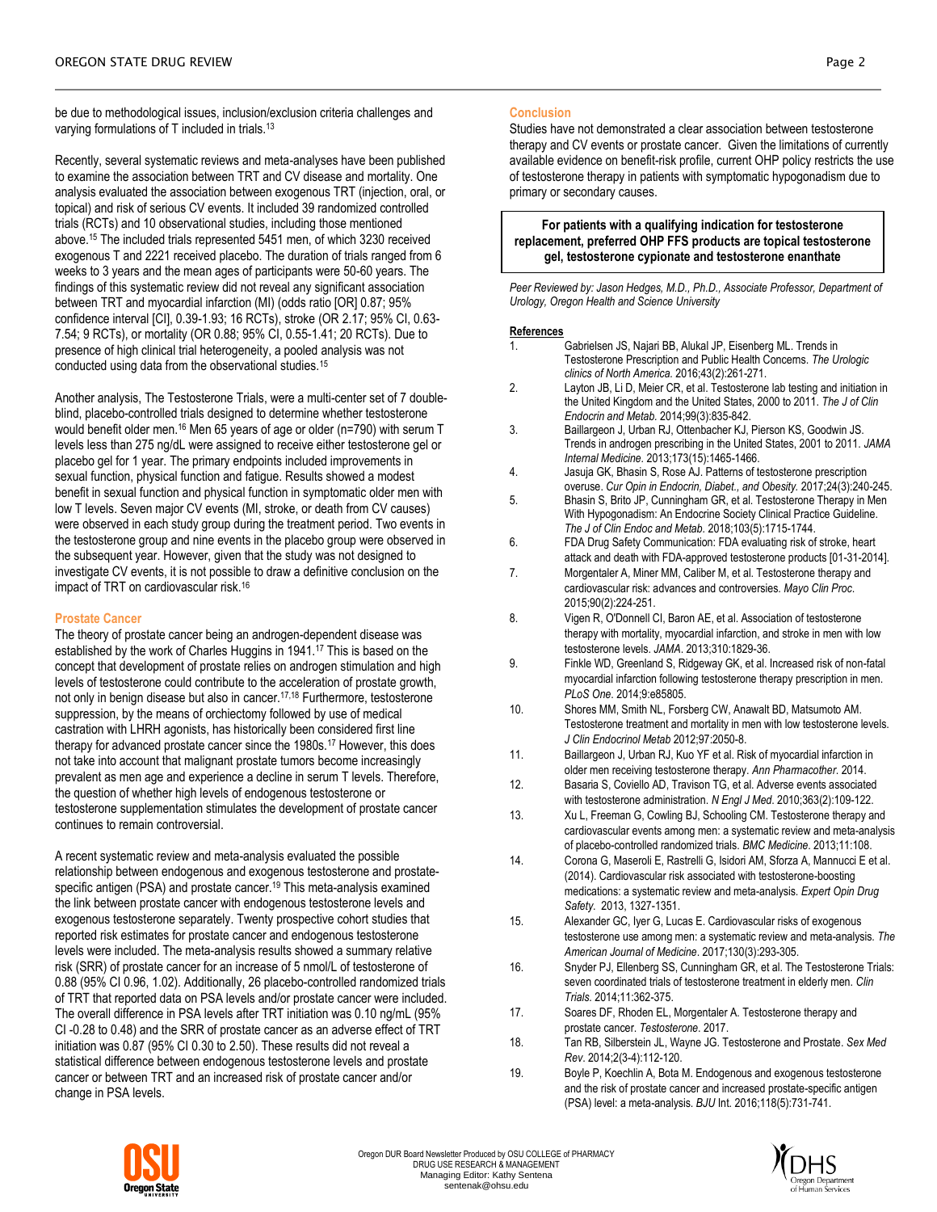be due to methodological issues, inclusion/exclusion criteria challenges and varying formulations of T included in trials.[13]

Recently, several systematic reviews and meta-analyses have been published to examine the association between TRT and CV disease and mortality. One analysis evaluated the association between exogenous TRT (injection, oral, or topical) and risk of serious CV events. It included 39 randomized controlled trials (RCTs) and 10 observational studies, including those mentioned above.[15] The included trials represented 5451 men, of which 3230 received exogenous T and 2221 received placebo. The duration of trials ranged from 6 weeks to 3 years and the mean ages of participants were 50-60 years. The findings of this systematic review did not reveal any significant association between TRT and myocardial infarction (MI) (odds ratio [OR] 0.87; 95% confidence interval [CI], 0.39-1.93; 16 RCTs), stroke (OR 2.17; 95% CI, 0.63-7.54; 9 RCTs), or mortality (OR 0.88; 95% CI, 0.55-1.41; 20 RCTs). Due to presence of high clinical trial heterogeneity, a pooled analysis was not conducted using data from the observational studies.[15]

Another analysis, The Testosterone Trials, were a multi-center set of 7 double-blind, placebo-controlled trials designed to determine whether testosterone would benefit older men.[16] Men 65 years of age or older (n=790) with serum T levels less than 275 ng/dL were assigned to receive either testosterone gel or placebo gel for 1 year. The primary endpoints included improvements in sexual function, physical function and fatigue. Results showed a modest benefit in sexual function and physical function in symptomatic older men with low T levels. Seven major CV events (MI, stroke, or death from CV causes) were observed in each study group during the treatment period. Two events in the testosterone group and nine events in the placebo group were observed in the subsequent year. However, given that the study was not designed to investigate CV events, it is not possible to draw a definitive conclusion on the impact of TRT on cardiovascular risk.[16]

## Prostate Cancer

The theory of prostate cancer being an androgen-dependent disease was established by the work of Charles Huggins in 1941.[17] This is based on the concept that development of prostate relies on androgen stimulation and high levels of testosterone could contribute to the acceleration of prostate growth, not only in benign disease but also in cancer.[17,18] Furthermore, testosterone suppression, by the means of orchiectomy followed by use of medical castration with LHRH agonists, has historically been considered first line therapy for advanced prostate cancer since the 1980s.[17] However, this does not take into account that malignant prostate tumors become increasingly prevalent as men age and experience a decline in serum T levels. Therefore, the question of whether high levels of endogenous testosterone or testosterone supplementation stimulates the development of prostate cancer continues to remain controversial.

A recent systematic review and meta-analysis evaluated the possible relationship between endogenous and exogenous testosterone and prostate-specific antigen (PSA) and prostate cancer.[19] This meta-analysis examined the link between prostate cancer with endogenous testosterone levels and exogenous testosterone separately. Twenty prospective cohort studies that reported risk estimates for prostate cancer and endogenous testosterone levels were included. The meta-analysis results showed a summary relative risk (SRR) of prostate cancer for an increase of 5 nmol/L of testosterone of 0.88 (95% CI 0.96, 1.02). Additionally, 26 placebo-controlled randomized trials of TRT that reported data on PSA levels and/or prostate cancer were included. The overall difference in PSA levels after TRT initiation was 0.10 ng/mL (95% CI -0.28 to 0.48) and the SRR of prostate cancer as an adverse effect of TRT initiation was 0.87 (95% CI 0.30 to 2.50). These results did not reveal a statistical difference between endogenous testosterone levels and prostate cancer or between TRT and an increased risk of prostate cancer and/or change in PSA levels.

## Conclusion

Studies have not demonstrated a clear association between testosterone therapy and CV events or prostate cancer. Given the limitations of currently available evidence on benefit-risk profile, current OHP policy restricts the use of testosterone therapy in patients with symptomatic hypogonadism due to primary or secondary causes.

**For patients with a qualifying indication for testosterone replacement, preferred OHP FFS products are topical testosterone gel, testosterone cypionate and testosterone enanthate**

*Peer Reviewed by: Jason Hedges, M.D., Ph.D., Associate Professor, Department of Urology, Oregon Health and Science University*

**References**

1. Gabrielsen JS, Najari BB, Alukal JP, Eisenberg ML. Trends in Testosterone Prescription and Public Health Concerns. *The Urologic clinics of North America.* 2016;43(2):261-271.
2. Layton JB, Li D, Meier CR, et al. Testosterone lab testing and initiation in the United Kingdom and the United States, 2000 to 2011. *The J of Clin Endocrin and Metab.* 2014;99(3):835-842.
3. Baillargeon J, Urban RJ, Ottenbacher KJ, Pierson KS, Goodwin JS. Trends in androgen prescribing in the United States, 2001 to 2011. *JAMA Internal Medicine*. 2013;173(15):1465-1466.
4. Jasuja GK, Bhasin S, Rose AJ. Patterns of testosterone prescription overuse. *Cur Opin in Endocrin, Diabet., and Obesity.* 2017;24(3):240-245.
5. Bhasin S, Brito JP, Cunningham GR, et al. Testosterone Therapy in Men With Hypogonadism: An Endocrine Society Clinical Practice Guideline. *The J of Clin Endoc and Metab*. 2018;103(5):1715-1744.
6. FDA Drug Safety Communication: FDA evaluating risk of stroke, heart attack and death with FDA-approved testosterone products [01-31-2014].
7. Morgentaler A, Miner MM, Caliber M, et al. Testosterone therapy and cardiovascular risk: advances and controversies. *Mayo Clin Proc*. 2015;90(2):224-251.
8. Vigen R, O'Donnell CI, Baron AE, et al. Association of testosterone therapy with mortality, myocardial infarction, and stroke in men with low testosterone levels. *JAMA*. 2013;310:1829-36.
9. Finkle WD, Greenland S, Ridgeway GK, et al. Increased risk of non-fatal myocardial infarction following testosterone therapy prescription in men. *PLoS One*. 2014;9:e85805.
10. Shores MM, Smith NL, Forsberg CW, Anawalt BD, Matsumoto AM. Testosterone treatment and mortality in men with low testosterone levels. *J Clin Endocrinol Metab* 2012;97:2050-8.
11. Baillargeon J, Urban RJ, Kuo YF et al. Risk of myocardial infarction in older men receiving testosterone therapy. *Ann Pharmacother*. 2014.
12. Basaria S, Coviello AD, Travison TG, et al. Adverse events associated with testosterone administration. *N Engl J Med.* 2010;363(2):109-122.
13. Xu L, Freeman G, Cowling BJ, Schooling CM. Testosterone therapy and cardiovascular events among men: a systematic review and meta-analysis of placebo-controlled randomized trials. *BMC Medicine*. 2013;11:108.
14. Corona G, Maseroli E, Rastrelli G, Isidori AM, Sforza A, Mannucci E et al. (2014). Cardiovascular risk associated with testosterone-boosting medications: a systematic review and meta-analysis. *Expert Opin Drug Safety.* 2013, 1327-1351.
15. Alexander GC, Iyer G, Lucas E. Cardiovascular risks of exogenous testosterone use among men: a systematic review and meta-analysis. *The American Journal of Medicine*. 2017;130(3):293-305.
16. Snyder PJ, Ellenberg SS, Cunningham GR, et al. The Testosterone Trials: seven coordinated trials of testosterone treatment in elderly men. *Clin Trials*. 2014;11:362-375.
17. Soares DF, Rhoden EL, Morgentaler A. Testosterone therapy and prostate cancer. *Testosterone*. 2017.
18. Tan RB, Silberstein JL, Wayne JG. Testosterone and Prostate. *Sex Med Rev*. 2014;2(3-4):112-120.
19. Boyle P, Koechlin A, Bota M. Endogenous and exogenous testosterone and the risk of prostate cancer and increased prostate-specific antigen (PSA) level: a meta-analysis. *BJU* Int. 2016;118(5):731-741.

Oregon DUR Board Newsletter Produced by OSU COLLEGE of PHARMACY
DRUG USE RESEARCH & MANAGEMENT
Managing Editor: Kathy Sentena
sentenak@ohsu.edu